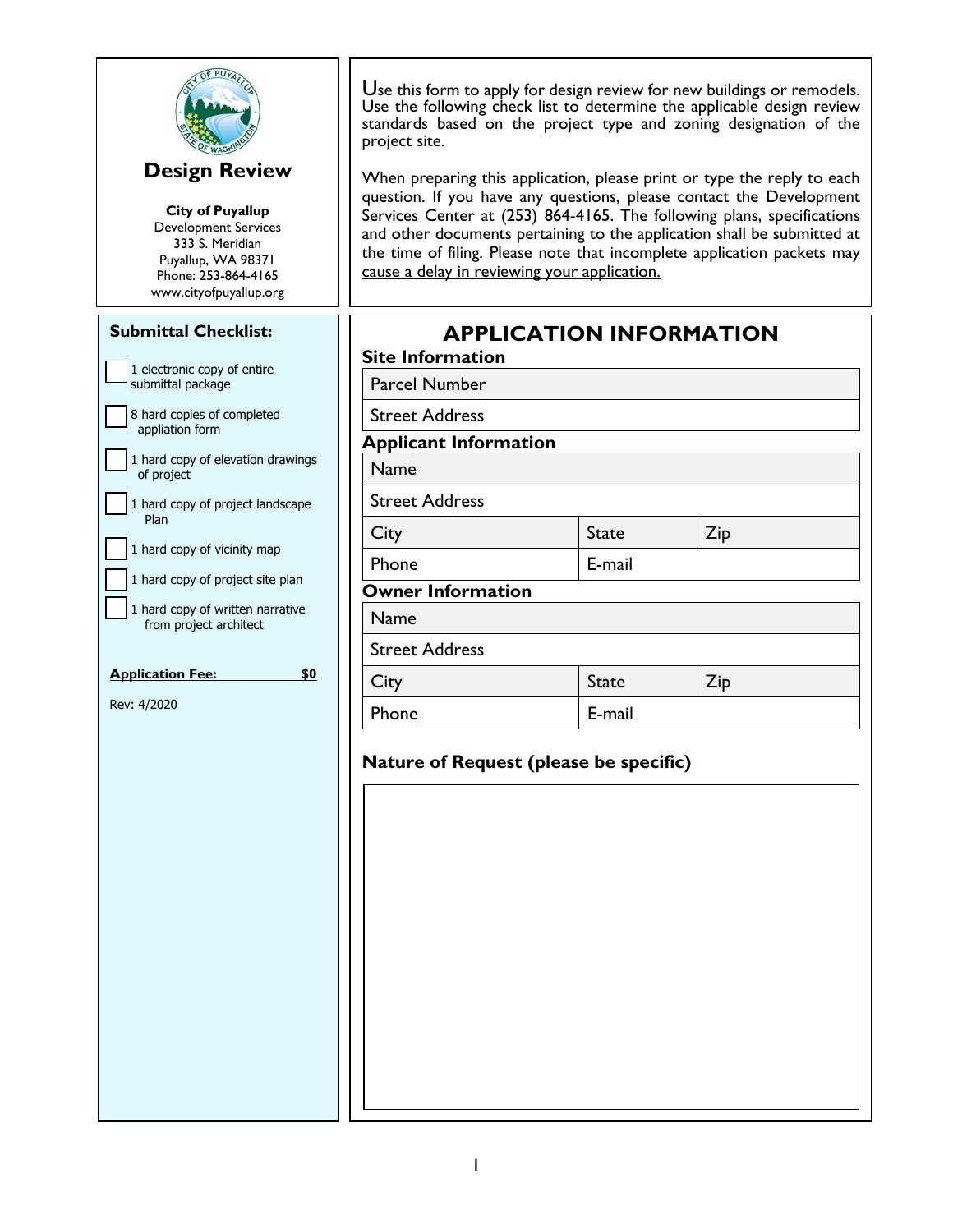# Design Review

**City of Puyallup**
Development Services
333 S. Meridian
Puyallup, WA 98371
Phone: 253-864-4165
www.cityofpuyallup.org

Use this form to apply for design review for new buildings or remodels. Use the following check list to determine the applicable design review standards based on the project type and zoning designation of the project site.

When preparing this application, please print or type the reply to each question. If you have any questions, please contact the Development Services Center at (253) 864-4165. The following plans, specifications and other documents pertaining to the application shall be submitted at the time of filing. Please note that incomplete application packets may cause a delay in reviewing your application.

## Submittal Checklist:

- [ ] 1 electronic copy of entire submittal package
- [ ] 8 hard copies of completed appliation form
- [ ] 1 hard copy of elevation drawings of project
- [ ] 1 hard copy of project landscape Plan
- [ ] 1 hard copy of vicinity map
- [ ] 1 hard copy of project site plan
- [ ] 1 hard copy of written narrative from project architect

**Application Fee: $0**

Rev: 4/2020

## APPLICATION INFORMATION

### Site Information

| Parcel Number |
|---|
| Street Address |

### Applicant Information

| Name | | |
|---|---|---|
| Street Address | | |
| City | State | Zip |
| Phone | E-mail | |

### Owner Information

| Name | | |
|---|---|---|
| Street Address | | |
| City | State | Zip |
| Phone | E-mail | |

### Nature of Request (please be specific)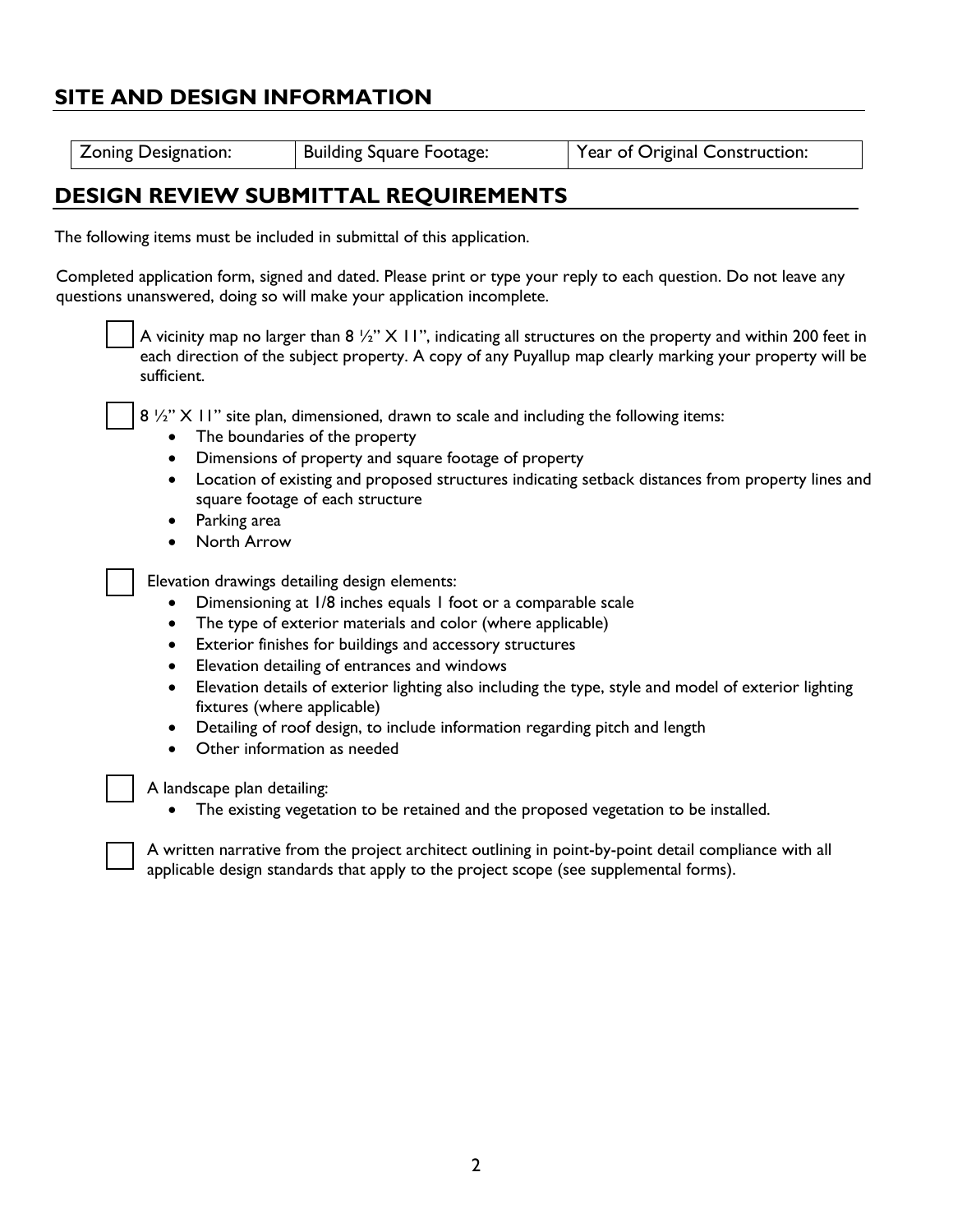## SITE AND DESIGN INFORMATION

| Zoning Designation: | Building Square Footage: | Year of Original Construction: |
|---|---|---|

## DESIGN REVIEW SUBMITTAL REQUIREMENTS

The following items must be included in submittal of this application.

Completed application form, signed and dated. Please print or type your reply to each question. Do not leave any questions unanswered, doing so will make your application incomplete.

- ☐ A vicinity map no larger than 8 ½" X 11", indicating all structures on the property and within 200 feet in each direction of the subject property. A copy of any Puyallup map clearly marking your property will be sufficient.

- ☐ 8 ½" X 11" site plan, dimensioned, drawn to scale and including the following items:
  - The boundaries of the property
  - Dimensions of property and square footage of property
  - Location of existing and proposed structures indicating setback distances from property lines and square footage of each structure
  - Parking area
  - North Arrow

- ☐ Elevation drawings detailing design elements:
  - Dimensioning at 1/8 inches equals 1 foot or a comparable scale
  - The type of exterior materials and color (where applicable)
  - Exterior finishes for buildings and accessory structures
  - Elevation detailing of entrances and windows
  - Elevation details of exterior lighting also including the type, style and model of exterior lighting fixtures (where applicable)
  - Detailing of roof design, to include information regarding pitch and length
  - Other information as needed

- ☐ A landscape plan detailing:
  - The existing vegetation to be retained and the proposed vegetation to be installed.

- ☐ A written narrative from the project architect outlining in point-by-point detail compliance with all applicable design standards that apply to the project scope (see supplemental forms).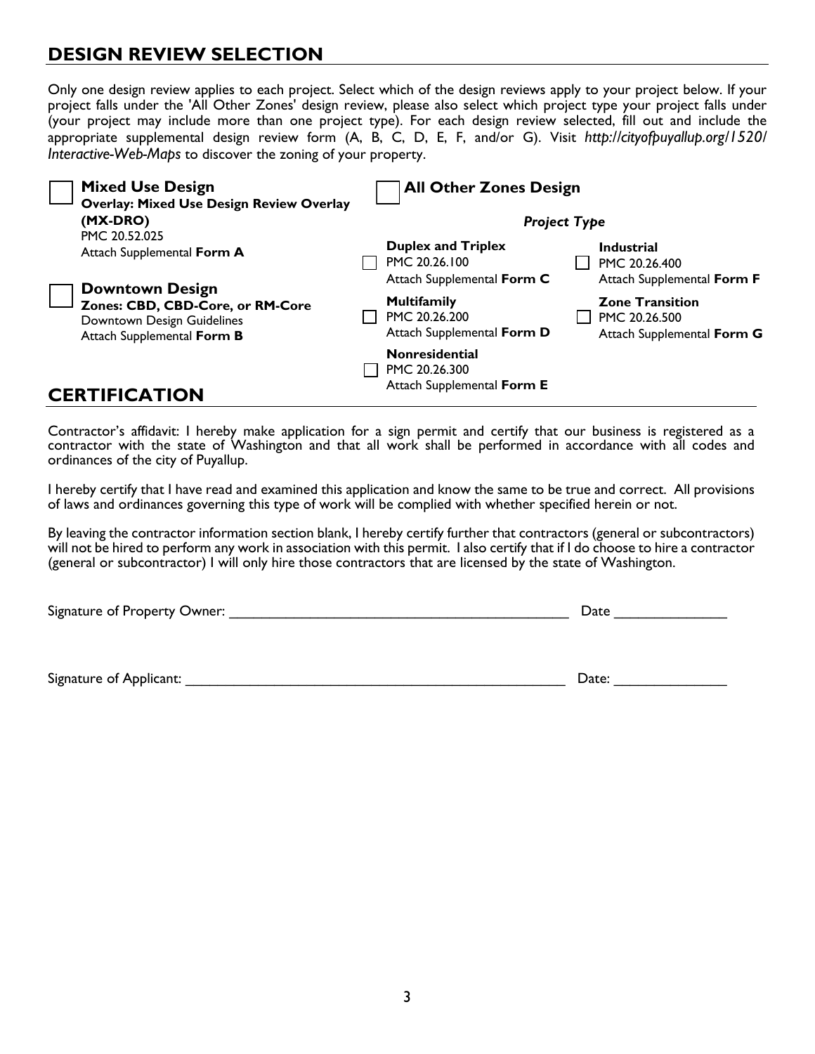## DESIGN REVIEW SELECTION

Only one design review applies to each project. Select which of the design reviews apply to your project below. If your project falls under the 'All Other Zones' design review, please also select which project type your project falls under (your project may include more than one project type). For each design review selected, fill out and include the appropriate supplemental design review form (A, B, C, D, E, F, and/or G). Visit *http://cityofpuyallup.org/1520/Interactive-Web-Maps* to discover the zoning of your property.

☐ **Mixed Use Design**
**Overlay: Mixed Use Design Review Overlay (MX-DRO)**
PMC 20.52.025
Attach Supplemental **Form A**

☐ **Downtown Design**
**Zones: CBD, CBD-Core, or RM-Core**
Downtown Design Guidelines
Attach Supplemental **Form B**

☐ **All Other Zones Design**

*Project Type*

☐ **Duplex and Triplex**
PMC 20.26.100
Attach Supplemental **Form C**

☐ **Multifamily**
PMC 20.26.200
Attach Supplemental **Form D**

☐ **Nonresidential**
PMC 20.26.300
Attach Supplemental **Form E**

☐ **Industrial**
PMC 20.26.400
Attach Supplemental **Form F**

☐ **Zone Transition**
PMC 20.26.500
Attach Supplemental **Form G**

## CERTIFICATION

Contractor's affidavit: I hereby make application for a sign permit and certify that our business is registered as a contractor with the state of Washington and that all work shall be performed in accordance with all codes and ordinances of the city of Puyallup.

I hereby certify that I have read and examined this application and know the same to be true and correct. All provisions of laws and ordinances governing this type of work will be complied with whether specified herein or not.

By leaving the contractor information section blank, I hereby certify further that contractors (general or subcontractors) will not be hired to perform any work in association with this permit. I also certify that if I do choose to hire a contractor (general or subcontractor) I will only hire those contractors that are licensed by the state of Washington.

Signature of Property Owner: ____________________________________________ Date ______________

Signature of Applicant: ________________________________________________ Date: ______________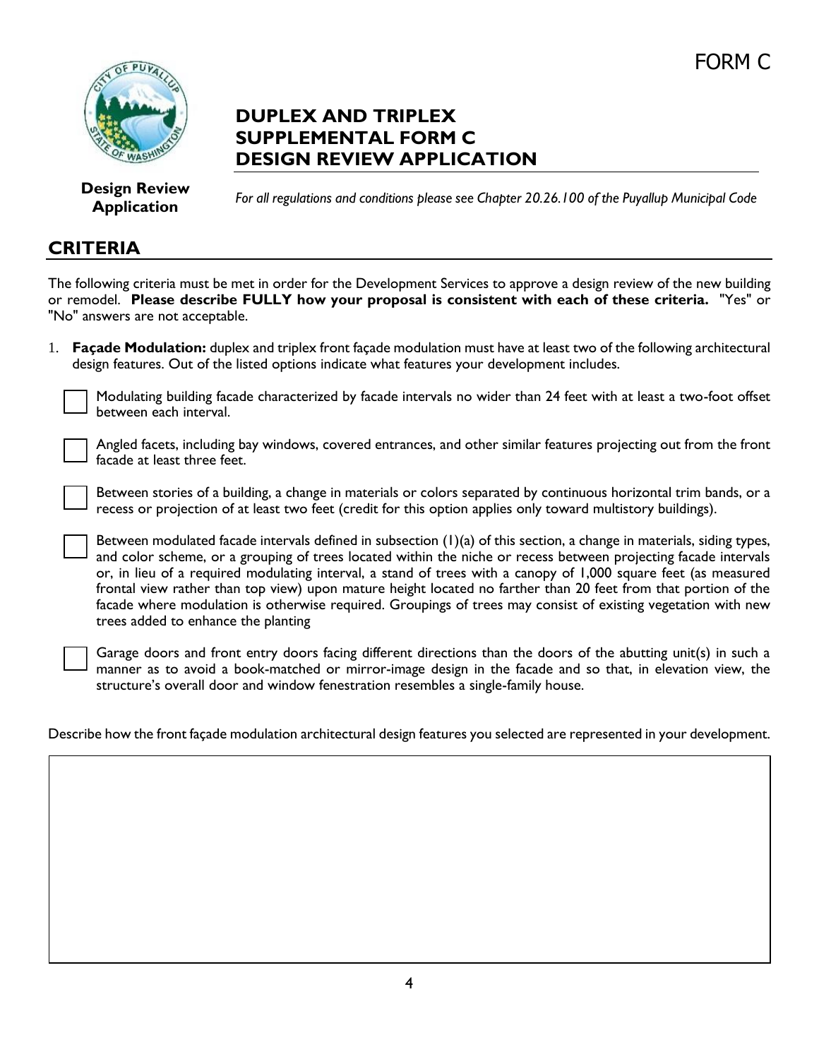FORM C

# DUPLEX AND TRIPLEX SUPPLEMENTAL FORM C DESIGN REVIEW APPLICATION

**Design Review Application**

*For all regulations and conditions please see Chapter 20.26.100 of the Puyallup Municipal Code*

## CRITERIA

The following criteria must be met in order for the Development Services to approve a design review of the new building or remodel. **Please describe FULLY how your proposal is consistent with each of these criteria.** "Yes" or "No" answers are not acceptable.

1. **Façade Modulation:** duplex and triplex front façade modulation must have at least two of the following architectural design features. Out of the listed options indicate what features your development includes.

- [ ] Modulating building facade characterized by facade intervals no wider than 24 feet with at least a two-foot offset between each interval.
- [ ] Angled facets, including bay windows, covered entrances, and other similar features projecting out from the front facade at least three feet.
- [ ] Between stories of a building, a change in materials or colors separated by continuous horizontal trim bands, or a recess or projection of at least two feet (credit for this option applies only toward multistory buildings).
- [ ] Between modulated facade intervals defined in subsection (1)(a) of this section, a change in materials, siding types, and color scheme, or a grouping of trees located within the niche or recess between projecting facade intervals or, in lieu of a required modulating interval, a stand of trees with a canopy of 1,000 square feet (as measured frontal view rather than top view) upon mature height located no farther than 20 feet from that portion of the facade where modulation is otherwise required. Groupings of trees may consist of existing vegetation with new trees added to enhance the planting
- [ ] Garage doors and front entry doors facing different directions than the doors of the abutting unit(s) in such a manner as to avoid a book-matched or mirror-image design in the facade and so that, in elevation view, the structure's overall door and window fenestration resembles a single-family house.

Describe how the front façade modulation architectural design features you selected are represented in your development.

| |
|---|
| |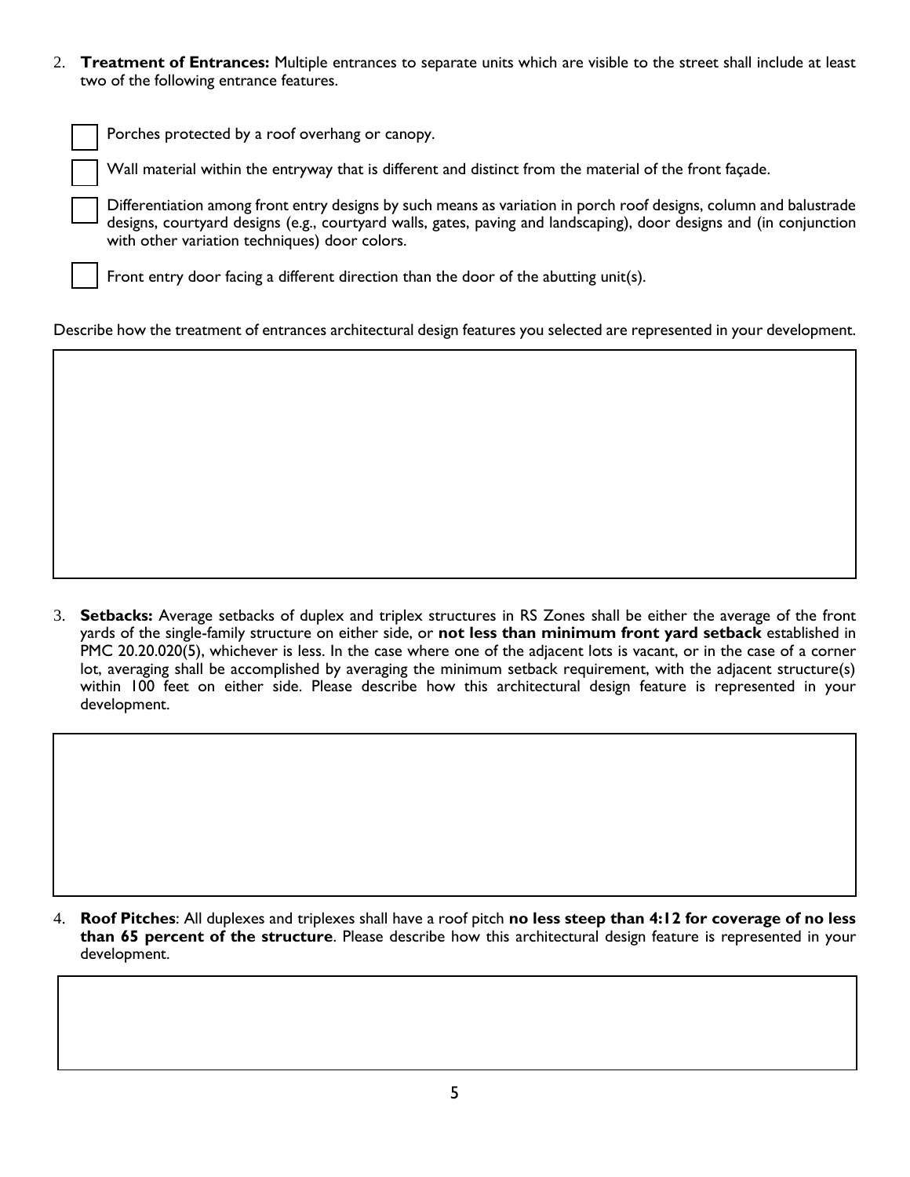2. **Treatment of Entrances:** Multiple entrances to separate units which are visible to the street shall include at least two of the following entrance features.

- [ ] Porches protected by a roof overhang or canopy.
- [ ] Wall material within the entryway that is different and distinct from the material of the front façade.
- [ ] Differentiation among front entry designs by such means as variation in porch roof designs, column and balustrade designs, courtyard designs (e.g., courtyard walls, gates, paving and landscaping), door designs and (in conjunction with other variation techniques) door colors.
- [ ] Front entry door facing a different direction than the door of the abutting unit(s).

Describe how the treatment of entrances architectural design features you selected are represented in your development.

3. **Setbacks:** Average setbacks of duplex and triplex structures in RS Zones shall be either the average of the front yards of the single-family structure on either side, or **not less than minimum front yard setback** established in PMC 20.20.020(5), whichever is less. In the case where one of the adjacent lots is vacant, or in the case of a corner lot, averaging shall be accomplished by averaging the minimum setback requirement, with the adjacent structure(s) within 100 feet on either side. Please describe how this architectural design feature is represented in your development.

4. **Roof Pitches**: All duplexes and triplexes shall have a roof pitch **no less steep than 4:12 for coverage of no less than 65 percent of the structure**. Please describe how this architectural design feature is represented in your development.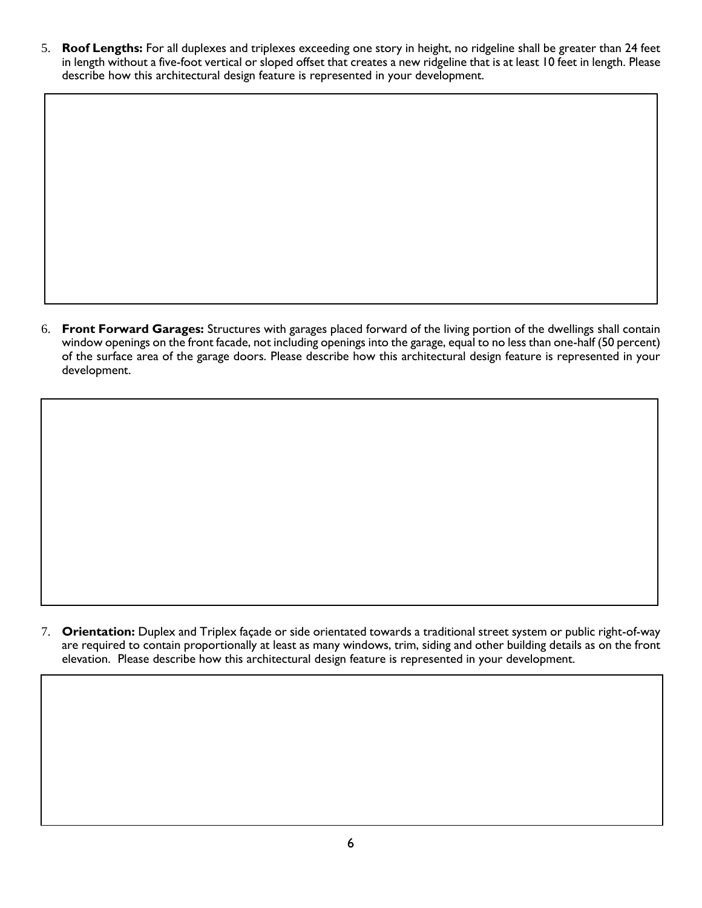5. **Roof Lengths:** For all duplexes and triplexes exceeding one story in height, no ridgeline shall be greater than 24 feet in length without a five-foot vertical or sloped offset that creates a new ridgeline that is at least 10 feet in length. Please describe how this architectural design feature is represented in your development.

6. **Front Forward Garages:** Structures with garages placed forward of the living portion of the dwellings shall contain window openings on the front facade, not including openings into the garage, equal to no less than one-half (50 percent) of the surface area of the garage doors. Please describe how this architectural design feature is represented in your development.

7. **Orientation:** Duplex and Triplex façade or side orientated towards a traditional street system or public right-of-way are required to contain proportionally at least as many windows, trim, siding and other building details as on the front elevation. Please describe how this architectural design feature is represented in your development.